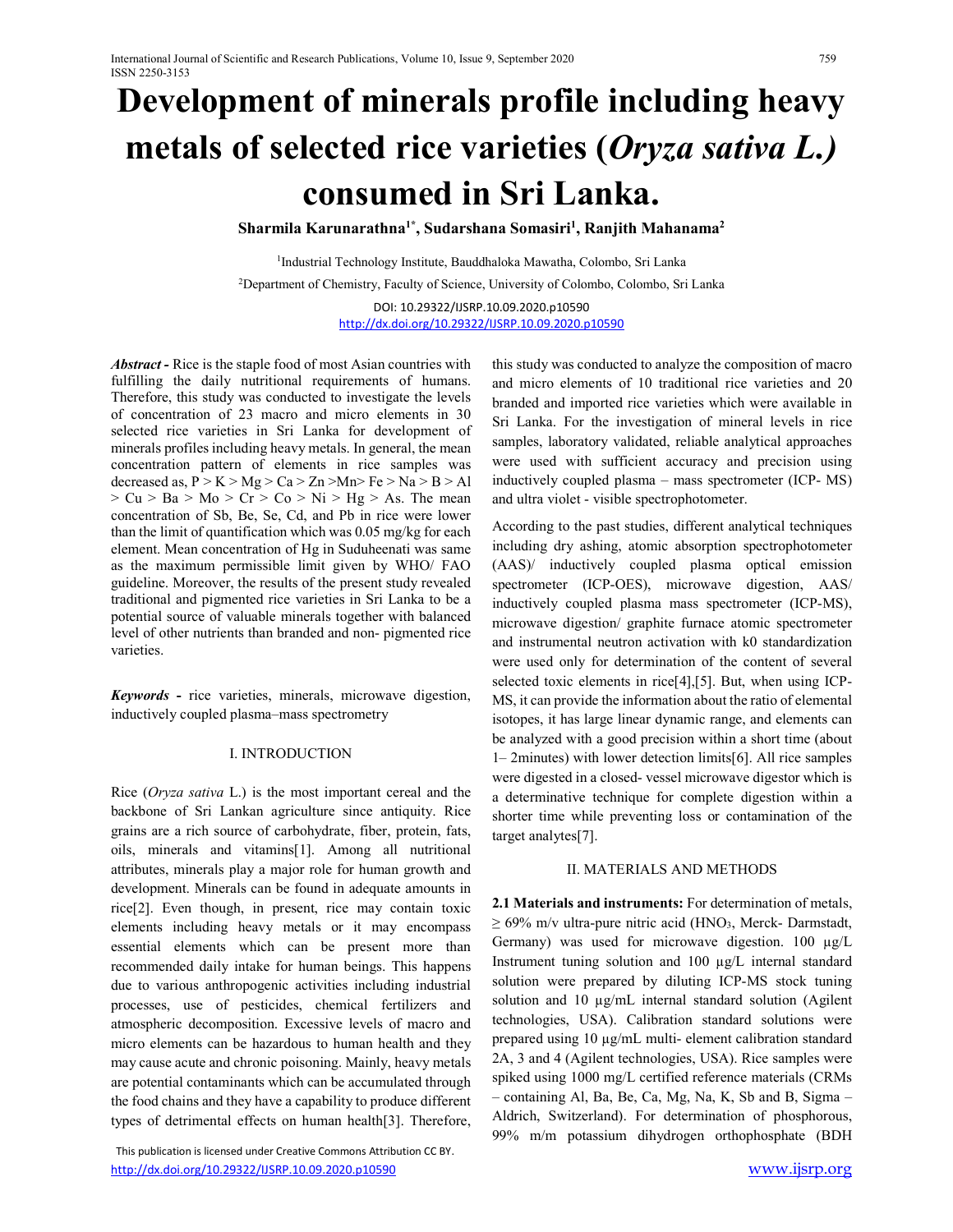# Development of minerals profile including heavy metals of selected rice varieties (*Oryza sativa L.)* consumed in Sri Lanka.

**Sharmila Karunarathna[1*], Sudarshana Somasiri[1], Ranjith Mahanama[2]**

[1]Industrial Technology Institute, Bauddhaloka Mawatha, Colombo, Sri Lanka

[2]Department of Chemistry, Faculty of Science, University of Colombo, Colombo, Sri Lanka

DOI: 10.29322/IJSRP.10.09.2020.p10590
http://dx.doi.org/10.29322/IJSRP.10.09.2020.p10590

***Abstract* -** Rice is the staple food of most Asian countries with fulfilling the daily nutritional requirements of humans. Therefore, this study was conducted to investigate the levels of concentration of 23 macro and micro elements in 30 selected rice varieties in Sri Lanka for development of minerals profiles including heavy metals. In general, the mean concentration pattern of elements in rice samples was decreased as, P > K > Mg > Ca > Zn >Mn> Fe > Na > B > Al > Cu > Ba > Mo > Cr > Co > Ni > Hg > As. The mean concentration of Sb, Be, Se, Cd, and Pb in rice were lower than the limit of quantification which was 0.05 mg/kg for each element. Mean concentration of Hg in Suduheenati was same as the maximum permissible limit given by WHO/ FAO guideline. Moreover, the results of the present study revealed traditional and pigmented rice varieties in Sri Lanka to be a potential source of valuable minerals together with balanced level of other nutrients than branded and non- pigmented rice varieties.

***Keywords* -** rice varieties, minerals, microwave digestion, inductively coupled plasma–mass spectrometry

## I. INTRODUCTION

Rice (*Oryza sativa* L.) is the most important cereal and the backbone of Sri Lankan agriculture since antiquity. Rice grains are a rich source of carbohydrate, fiber, protein, fats, oils, minerals and vitamins[1]. Among all nutritional attributes, minerals play a major role for human growth and development. Minerals can be found in adequate amounts in rice[2]. Even though, in present, rice may contain toxic elements including heavy metals or it may encompass essential elements which can be present more than recommended daily intake for human beings. This happens due to various anthropogenic activities including industrial processes, use of pesticides, chemical fertilizers and atmospheric decomposition. Excessive levels of macro and micro elements can be hazardous to human health and they may cause acute and chronic poisoning. Mainly, heavy metals are potential contaminants which can be accumulated through the food chains and they have a capability to produce different types of detrimental effects on human health[3]. Therefore, this study was conducted to analyze the composition of macro and micro elements of 10 traditional rice varieties and 20 branded and imported rice varieties which were available in Sri Lanka. For the investigation of mineral levels in rice samples, laboratory validated, reliable analytical approaches were used with sufficient accuracy and precision using inductively coupled plasma – mass spectrometer (ICP- MS) and ultra violet - visible spectrophotometer.

According to the past studies, different analytical techniques including dry ashing, atomic absorption spectrophotometer (AAS)/ inductively coupled plasma optical emission spectrometer (ICP-OES), microwave digestion, AAS/ inductively coupled plasma mass spectrometer (ICP-MS), microwave digestion/ graphite furnace atomic spectrometer and instrumental neutron activation with k0 standardization were used only for determination of the content of several selected toxic elements in rice[4],[5]. But, when using ICP-MS, it can provide the information about the ratio of elemental isotopes, it has large linear dynamic range, and elements can be analyzed with a good precision within a short time (about 1– 2minutes) with lower detection limits[6]. All rice samples were digested in a closed- vessel microwave digestor which is a determinative technique for complete digestion within a shorter time while preventing loss or contamination of the target analytes[7].

## II. MATERIALS AND METHODS

**2.1 Materials and instruments:** For determination of metals, ≥ 69% m/v ultra-pure nitric acid ($HNO_3$, Merck- Darmstadt, Germany) was used for microwave digestion. 100 µg/L Instrument tuning solution and 100 µg/L internal standard solution were prepared by diluting ICP-MS stock tuning solution and 10 µg/mL internal standard solution (Agilent technologies, USA). Calibration standard solutions were prepared using 10 µg/mL multi- element calibration standard 2A, 3 and 4 (Agilent technologies, USA). Rice samples were spiked using 1000 mg/L certified reference materials (CRMs – containing Al, Ba, Be, Ca, Mg, Na, K, Sb and B, Sigma – Aldrich, Switzerland). For determination of phosphorous, 99% m/m potassium dihydrogen orthophosphate (BDH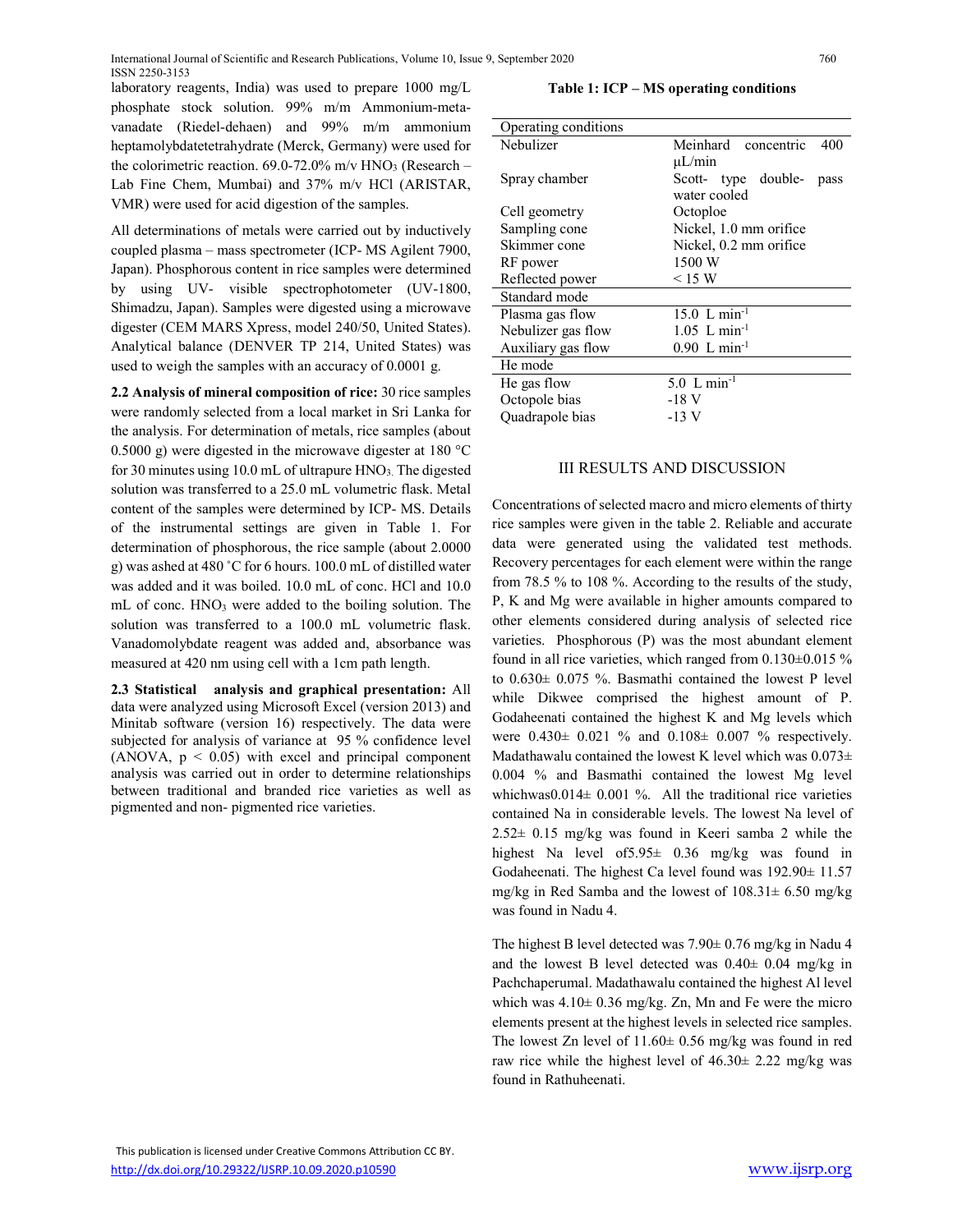laboratory reagents, India) was used to prepare 1000 mg/L phosphate stock solution. 99% m/m Ammonium-meta-vanadate (Riedel-dehaen) and 99% m/m ammonium heptamolybdatetetrahydrate (Merck, Germany) were used for the colorimetric reaction. 69.0-72.0% m/v $HNO_3$ (Research – Lab Fine Chem, Mumbai) and 37% m/v HCl (ARISTAR, VMR) were used for acid digestion of the samples.

All determinations of metals were carried out by inductively coupled plasma – mass spectrometer (ICP- MS Agilent 7900, Japan). Phosphorous content in rice samples were determined by using UV- visible spectrophotometer (UV-1800, Shimadzu, Japan). Samples were digested using a microwave digester (CEM MARS Xpress, model 240/50, United States). Analytical balance (DENVER TP 214, United States) was used to weigh the samples with an accuracy of 0.0001 g.

**2.2 Analysis of mineral composition of rice:** 30 rice samples were randomly selected from a local market in Sri Lanka for the analysis. For determination of metals, rice samples (about 0.5000 g) were digested in the microwave digester at 180 °C for 30 minutes using 10.0 mL of ultrapure $HNO_3$. The digested solution was transferred to a 25.0 mL volumetric flask. Metal content of the samples were determined by ICP- MS. Details of the instrumental settings are given in Table 1. For determination of phosphorous, the rice sample (about 2.0000 g) was ashed at 480 ˚C for 6 hours. 100.0 mL of distilled water was added and it was boiled. 10.0 mL of conc. HCl and 10.0 mL of conc. $HNO_3$ were added to the boiling solution. The solution was transferred to a 100.0 mL volumetric flask. Vanadomolybdate reagent was added and, absorbance was measured at 420 nm using cell with a 1cm path length.

**2.3 Statistical analysis and graphical presentation:** All data were analyzed using Microsoft Excel (version 2013) and Minitab software (version 16) respectively. The data were subjected for analysis of variance at 95 % confidence level (ANOVA, $p < 0.05$) with excel and principal component analysis was carried out in order to determine relationships between traditional and branded rice varieties as well as pigmented and non- pigmented rice varieties.

**Table 1: ICP – MS operating conditions**

| Operating conditions | |
|---|---|
| Nebulizer | Meinhard concentric 400 μL/min |
| Spray chamber | Scott- type double- pass water cooled |
| Cell geometry | Octoploe |
| Sampling cone | Nickel, 1.0 mm orifice |
| Skimmer cone | Nickel, 0.2 mm orifice |
| RF power | 1500 W |
| Reflected power | < 15 W |
| **Standard mode** | |
| Plasma gas flow | 15.0 L $min^{-1}$ |
| Nebulizer gas flow | 1.05 L $min^{-1}$ |
| Auxiliary gas flow | 0.90 L $min^{-1}$ |
| **He mode** | |
| He gas flow | 5.0 L $min^{-1}$ |
| Octopole bias | -18 V |
| Quadrapole bias | -13 V |

## III RESULTS AND DISCUSSION

Concentrations of selected macro and micro elements of thirty rice samples were given in the table 2. Reliable and accurate data were generated using the validated test methods. Recovery percentages for each element were within the range from 78.5 % to 108 %. According to the results of the study, P, K and Mg were available in higher amounts compared to other elements considered during analysis of selected rice varieties. Phosphorous (P) was the most abundant element found in all rice varieties, which ranged from 0.130±0.015 % to 0.630± 0.075 %. Basmathi contained the lowest P level while Dikwee comprised the highest amount of P. Godaheenati contained the highest K and Mg levels which were 0.430± 0.021 % and 0.108± 0.007 % respectively. Madathawalu contained the lowest K level which was 0.073± 0.004 % and Basmathi contained the lowest Mg level whichwas0.014± 0.001 %. All the traditional rice varieties contained Na in considerable levels. The lowest Na level of 2.52± 0.15 mg/kg was found in Keeri samba 2 while the highest Na level of5.95± 0.36 mg/kg was found in Godaheenati. The highest Ca level found was 192.90± 11.57 mg/kg in Red Samba and the lowest of 108.31± 6.50 mg/kg was found in Nadu 4.

The highest B level detected was 7.90± 0.76 mg/kg in Nadu 4 and the lowest B level detected was 0.40± 0.04 mg/kg in Pachchaperumal. Madathawalu contained the highest Al level which was 4.10± 0.36 mg/kg. Zn, Mn and Fe were the micro elements present at the highest levels in selected rice samples. The lowest Zn level of 11.60± 0.56 mg/kg was found in red raw rice while the highest level of 46.30± 2.22 mg/kg was found in Rathuheenati.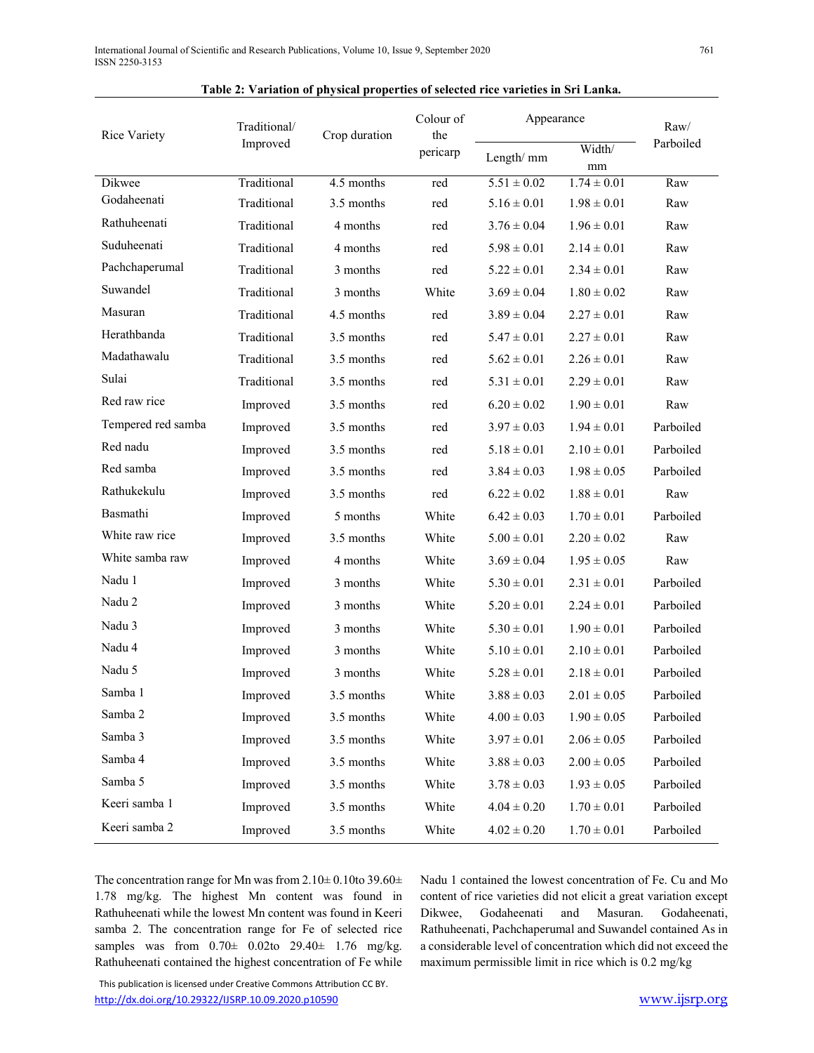**Table 2: Variation of physical properties of selected rice varieties in Sri Lanka.**

| Rice Variety | Traditional/ Improved | Crop duration | Colour of the pericarp | Appearance | | Raw/ Parboiled |
|---|---|---|---|---|---|---|
| | | | | Length/ mm | Width/ mm | |
| Dikwee | Traditional | 4.5 months | red | 5.51 ± 0.02 | 1.74 ± 0.01 | Raw |
| Godaheenati | Traditional | 3.5 months | red | 5.16 ± 0.01 | 1.98 ± 0.01 | Raw |
| Rathuheenati | Traditional | 4 months | red | 3.76 ± 0.04 | 1.96 ± 0.01 | Raw |
| Suduheenati | Traditional | 4 months | red | 5.98 ± 0.01 | 2.14 ± 0.01 | Raw |
| Pachchaperumal | Traditional | 3 months | red | 5.22 ± 0.01 | 2.34 ± 0.01 | Raw |
| Suwandel | Traditional | 3 months | White | 3.69 ± 0.04 | 1.80 ± 0.02 | Raw |
| Masuran | Traditional | 4.5 months | red | 3.89 ± 0.04 | 2.27 ± 0.01 | Raw |
| Herathbanda | Traditional | 3.5 months | red | 5.47 ± 0.01 | 2.27 ± 0.01 | Raw |
| Madathawalu | Traditional | 3.5 months | red | 5.62 ± 0.01 | 2.26 ± 0.01 | Raw |
| Sulai | Traditional | 3.5 months | red | 5.31 ± 0.01 | 2.29 ± 0.01 | Raw |
| Red raw rice | Improved | 3.5 months | red | 6.20 ± 0.02 | 1.90 ± 0.01 | Raw |
| Tempered red samba | Improved | 3.5 months | red | 3.97 ± 0.03 | 1.94 ± 0.01 | Parboiled |
| Red nadu | Improved | 3.5 months | red | 5.18 ± 0.01 | 2.10 ± 0.01 | Parboiled |
| Red samba | Improved | 3.5 months | red | 3.84 ± 0.03 | 1.98 ± 0.05 | Parboiled |
| Rathukekulu | Improved | 3.5 months | red | 6.22 ± 0.02 | 1.88 ± 0.01 | Raw |
| Basmathi | Improved | 5 months | White | 6.42 ± 0.03 | 1.70 ± 0.01 | Parboiled |
| White raw rice | Improved | 3.5 months | White | 5.00 ± 0.01 | 2.20 ± 0.02 | Raw |
| White samba raw | Improved | 4 months | White | 3.69 ± 0.04 | 1.95 ± 0.05 | Raw |
| Nadu 1 | Improved | 3 months | White | 5.30 ± 0.01 | 2.31 ± 0.01 | Parboiled |
| Nadu 2 | Improved | 3 months | White | 5.20 ± 0.01 | 2.24 ± 0.01 | Parboiled |
| Nadu 3 | Improved | 3 months | White | 5.30 ± 0.01 | 1.90 ± 0.01 | Parboiled |
| Nadu 4 | Improved | 3 months | White | 5.10 ± 0.01 | 2.10 ± 0.01 | Parboiled |
| Nadu 5 | Improved | 3 months | White | 5.28 ± 0.01 | 2.18 ± 0.01 | Parboiled |
| Samba 1 | Improved | 3.5 months | White | 3.88 ± 0.03 | 2.01 ± 0.05 | Parboiled |
| Samba 2 | Improved | 3.5 months | White | 4.00 ± 0.03 | 1.90 ± 0.05 | Parboiled |
| Samba 3 | Improved | 3.5 months | White | 3.97 ± 0.01 | 2.06 ± 0.05 | Parboiled |
| Samba 4 | Improved | 3.5 months | White | 3.88 ± 0.03 | 2.00 ± 0.05 | Parboiled |
| Samba 5 | Improved | 3.5 months | White | 3.78 ± 0.03 | 1.93 ± 0.05 | Parboiled |
| Keeri samba 1 | Improved | 3.5 months | White | 4.04 ± 0.20 | 1.70 ± 0.01 | Parboiled |
| Keeri samba 2 | Improved | 3.5 months | White | 4.02 ± 0.20 | 1.70 ± 0.01 | Parboiled |

The concentration range for Mn was from 2.10± 0.10to 39.60± 1.78 mg/kg. The highest Mn content was found in Rathuheenati while the lowest Mn content was found in Keeri samba 2. The concentration range for Fe of selected rice samples was from 0.70± 0.02to 29.40± 1.76 mg/kg. Rathuheenati contained the highest concentration of Fe while Nadu 1 contained the lowest concentration of Fe. Cu and Mo content of rice varieties did not elicit a great variation except Dikwee, Godaheenati and Masuran. Godaheenati, Rathuheenati, Pachchaperumal and Suwandel contained As in a considerable level of concentration which did not exceed the maximum permissible limit in rice which is 0.2 mg/kg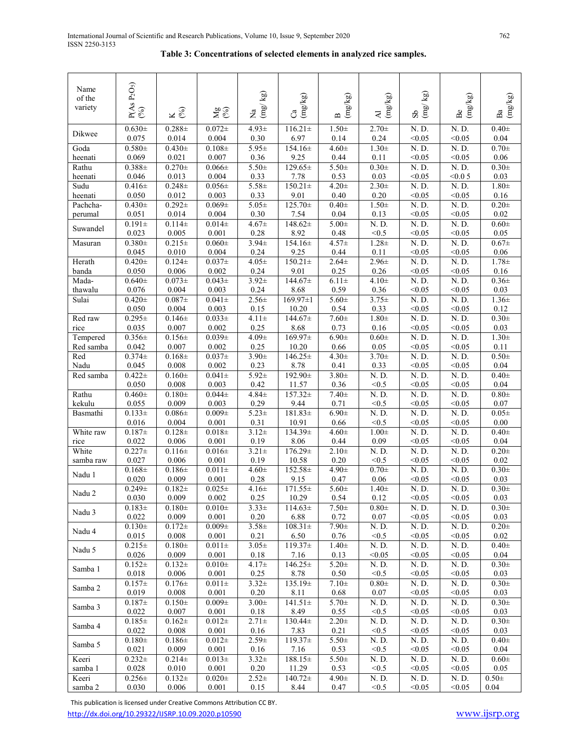**Table 3: Concentrations of selected elements in analyzed rice samples.**

| Name of the variety | P(As $P_2O_5$) (%) | K (%) | Mg (%) | Na (mg/ kg) | Ca (mg/kg) | B (mg/kg) | Al (mg/kg) | Sb (mg/ kg) | Be (mg/kg) | Ba (mg/kg) |
|---|---|---|---|---|---|---|---|---|---|---|
| Dikwee | 0.630± 0.075 | 0.288± 0.014 | 0.072± 0.004 | 4.93± 0.30 | 116.21± 6.97 | 1.50± 0.14 | 2.70± 0.24 | N. D. <0.05 | N. D. <0.05 | 0.40± 0.04 |
| Goda heenati | 0.580± 0.069 | 0.430± 0.021 | 0.108± 0.007 | 5.95± 0.36 | 154.16± 9.25 | 4.60± 0.44 | 1.30± 0.11 | N. D. <0.05 | N. D. <0.05 | 0.70± 0.06 |
| Rathu heenati | 0.388± 0.046 | 0.270± 0.013 | 0.066± 0.004 | 5.50± 0.33 | 129.65± 7.78 | 5.50± 0.53 | 0.30± 0.03 | N. D. <0.05 | N. D. <0.0 5 | 0.30± 0.03 |
| Sudu heenati | 0.416± 0.050 | 0.248± 0.012 | 0.056± 0.003 | 5.58± 0.33 | 150.21± 9.01 | 4.20± 0.40 | 2.30± 0.20 | N. D. <0.05 | N. D. <0.05 | 1.80± 0.16 |
| Pachcha-perumal | 0.430± 0.051 | 0.292± 0.014 | 0.069± 0.004 | 5.05± 0.30 | 125.70± 7.54 | 0.40± 0.04 | 1.50± 0.13 | N. D. <0.05 | N. D. <0.05 | 0.20± 0.02 |
| Suwandel | 0.191± 0.023 | 0.114± 0.005 | 0.014± 0.001 | 4.67± 0.28 | 148.62± 8.92 | 5.00± 0.48 | N. D. <0.5 | N. D. <0.05 | N. D. <0.05 | 0.60± 0.05 |
| Masuran | 0.380± 0.045 | 0.215± 0.010 | 0.060± 0.004 | 3.94± 0.24 | 154.16± 9.25 | 4.57± 0.44 | 1.28± 0.11 | N. D. <0.05 | N. D. <0.05 | 0.67± 0.06 |
| Herath banda | 0.420± 0.050 | 0.124± 0.006 | 0.037± 0.002 | 4.05± 0.24 | 150.21± 9.01 | 2.64± 0.25 | 2.96± 0.26 | N. D. <0.05 | N. D. <0.05 | 1.78± 0.16 |
| Mada-thawalu | 0.640± 0.076 | 0.073± 0.004 | 0.043± 0.003 | 3.92± 0.24 | 144.67± 8.68 | 6.11± 0.59 | 4.10± 0.36 | N. D. <0.05 | N. D. <0.05 | 0.36± 0.03 |
| Sulai | 0.420± 0.050 | 0.087± 0.004 | 0.041± 0.003 | 2.56± 0.15 | 169.97±1 10.20 | 5.60± 0.54 | 3.75± 0.33 | N. D. <0.05 | N. D. <0.05 | 1.36± 0.12 |
| Red raw rice | 0.295± 0.035 | 0.146± 0.007 | 0.033± 0.002 | 4.11± 0.25 | 144.67± 8.68 | 7.60± 0.73 | 1.80± 0.16 | N. D. <0.05 | N. D. <0.05 | 0.30± 0.03 |
| Tempered Red samba | 0.356± 0.042 | 0.156± 0.007 | 0.039± 0.002 | 4.09± 0.25 | 169.97± 10.20 | 6.90± 0.66 | 0.60± 0.05 | N. D. <0.05 | N. D. <0.05 | 1.30± 0.11 |
| Red Nadu | 0.374± 0.045 | 0.168± 0.008 | 0.037± 0.002 | 3.90± 0.23 | 146.25± 8.78 | 4.30± 0.41 | 3.70± 0.33 | N. D. <0.05 | N. D. <0.05 | 0.50± 0.04 |
| Red samba | 0.422± 0.050 | 0.160± 0.008 | 0.041± 0.003 | 5.92± 0.42 | 192.90± 11.57 | 3.80± 0.36 | N. D. <0.5 | N. D. <0.05 | N. D. <0.05 | 0.40± 0.04 |
| Rathu kekulu | 0.460± 0.055 | 0.180± 0.009 | 0.044± 0.003 | 4.84± 0.29 | 157.32± 9.44 | 7.40± 0.71 | N. D. <0.5 | N. D. <0.05 | N. D. <0.05 | 0.80± 0.07 |
| Basmathi | 0.133± 0.016 | 0.086± 0.004 | 0.009± 0.001 | 5.23± 0.31 | 181.83± 10.91 | 6.90± 0.66 | N. D. <0.5 | N. D. <0.05 | N. D. <0.05 | 0.05± 0.00 |
| White raw rice | 0.187± 0.022 | 0.128± 0.006 | 0.018± 0.001 | 3.12± 0.19 | 134.39± 8.06 | 4.60± 0.44 | 1.00± 0.09 | N. D. <0.05 | N. D. <0.05 | 0.40± 0.04 |
| White samba raw | 0.227± 0.027 | 0.116± 0.006 | 0.016± 0.001 | 3.21± 0.19 | 176.29± 10.58 | 2.10± 0.20 | N. D. <0.5 | N. D. <0.05 | N. D. <0.05 | 0.20± 0.02 |
| Nadu 1 | 0.168± 0.020 | 0.186± 0.009 | 0.011± 0.001 | 4.60± 0.28 | 152.58± 9.15 | 4.90± 0.47 | 0.70± 0.06 | N. D. <0.05 | N. D. <0.05 | 0.30± 0.03 |
| Nadu 2 | 0.249± 0.030 | 0.182± 0.009 | 0.025± 0.002 | 4.16± 0.25 | 171.55± 10.29 | 5.60± 0.54 | 1.40± 0.12 | N. D. <0.05 | N. D. <0.05 | 0.30± 0.03 |
| Nadu 3 | 0.183± 0.022 | 0.180± 0.009 | 0.010± 0.001 | 3.33± 0.20 | 114.63± 6.88 | 7.50± 0.72 | 0.80± 0.07 | N. D. <0.05 | N. D. <0.05 | 0.30± 0.03 |
| Nadu 4 | 0.130± 0.015 | 0.172± 0.008 | 0.009± 0.001 | 3.58± 0.21 | 108.31± 6.50 | 7.90± 0.76 | N. D. <0.5 | N. D. <0.05 | N. D. <0.05 | 0.20± 0.02 |
| Nadu 5 | 0.215± 0.026 | 0.180± 0.009 | 0.011± 0.001 | 3.05± 0.18 | 119.37± 7.16 | 1.40± 0.13 | N. D. <0.05 | N. D. <0.05 | N. D. <0.05 | 0.40± 0.04 |
| Samba 1 | 0.152± 0.018 | 0.132± 0.006 | 0.010± 0.001 | 4.17± 0.25 | 146.25± 8.78 | 5.20± 0.50 | N. D. <0.5 | N. D. <0.05 | N. D. <0.05 | 0.30± 0.03 |
| Samba 2 | 0.157± 0.019 | 0.176± 0.008 | 0.011± 0.001 | 3.32± 0.20 | 135.19± 8.11 | 7.10± 0.68 | 0.80± 0.07 | N. D. <0.05 | N. D. <0.05 | 0.30± 0.03 |
| Samba 3 | 0.187± 0.022 | 0.150± 0.007 | 0.009± 0.001 | 3.00± 0.18 | 141.51± 8.49 | 5.70± 0.55 | N. D. <0.5 | N. D. <0.05 | N. D. <0.05 | 0.30± 0.03 |
| Samba 4 | 0.185± 0.022 | 0.162± 0.008 | 0.012± 0.001 | 2.71± 0.16 | 130.44± 7.83 | 2.20± 0.21 | N. D. <0.5 | N. D. <0.05 | N. D. <0.05 | 0.30± 0.03 |
| Samba 5 | 0.180± 0.021 | 0.186± 0.009 | 0.012± 0.001 | 2.59± 0.16 | 119.37± 7.16 | 5.50± 0.53 | N. D. <0.5 | N. D. <0.05 | N. D. <0.05 | 0.40± 0.04 |
| Keeri samba 1 | 0.232± 0.028 | 0.214± 0.010 | 0.013± 0.001 | 3.32± 0.20 | 188.15± 11.29 | 5.50± 0.53 | N. D. <0.5 | N. D. <0.05 | N. D. <0.05 | 0.60± 0.05 |
| Keeri samba 2 | 0.256± 0.030 | 0.132± 0.006 | 0.020± 0.001 | 2.52± 0.15 | 140.72± 8.44 | 4.90± 0.47 | N. D. <0.5 | N. D. <0.05 | N. D. <0.05 | 0.50± 0.04 |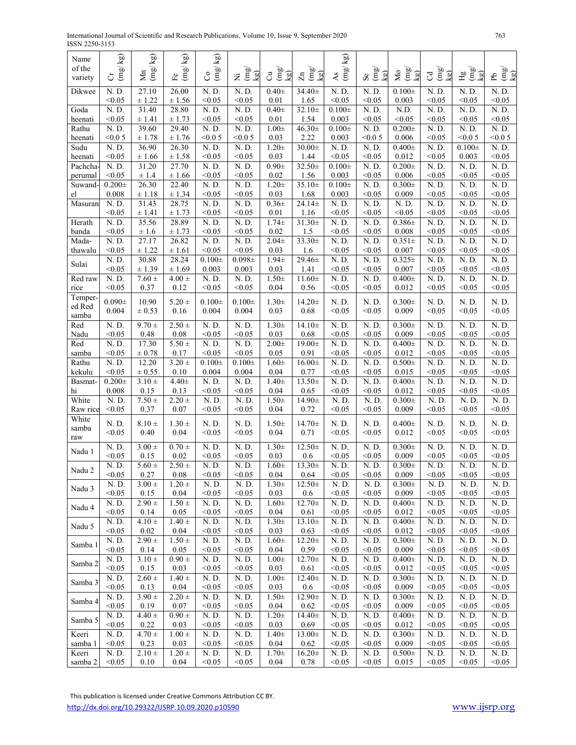| Name of the variety | Cr (mg/kg) | Mn (mg/kg) | Fe (mg/kg) | Co (mg/kg) | Ni (mg/kg) | Cu (mg/kg) | Zn (mg/kg) | As (mg/kg) | Se (mg/kg) | Mo (mg/kg) | Cd (mg/kg) | Hg (mg/kg) | Pb (mg/kg) |
|---|---|---|---|---|---|---|---|---|---|---|---|---|---|
| Dikwee | N. D. <0.05 | 27.10 ± 1.22 | 26.00 ± 1.56 | N. D. <0.05 | N. D. <0.05 | 0.40± 0.01 | 34.40± 1.65 | N. D. <0.05 | N. D. <0.05 | 0.100± 0.003 | N. D. <0.05 | N. D. <0.05 | N. D. <0.05 |
| Goda heenati | N. D. <0.05 | 31.40 ± 1.41 | 28.80 ± 1.73 | N. D. <0.05 | N. D. <0.05 | 0.40± 0.01 | 32.10± 1.54 | 0.100± 0.003 | N. D. <0.05 | N.D. <0.05 | N. D. <0.05 | N. D. <0.05 | N. D. <0.05 |
| Rathu heenati | N. D. <0.0 5 | 39.60 ± 1.78 | 29.40 ± 1.76 | N. D. <0.0 5 | N. D. <0.0 5 | 1.00± 0.03 | 46.30± 2.22 | 0.100± 0.003 | N. D. <0.0 5 | 0.200± 0.006 | N. D. <0.05 | N. D. <0.0 5 | N. D. <0.0 5 |
| Sudu heenati | N. D. <0.05 | 36.90 ± 1.66 | 26.30 ± 1.58 | N. D. <0.05 | N. D. <0.05 | 1.20± 0.03 | 30.00± 1.44 | N. D. <0.05 | N. D. <0.05 | 0.400± 0.012 | N. D. <0.05 | 0.100± 0.003 | N. D. <0.05 |
| Pachcha-perumal | N. D. <0.05 | 31.20 ± 1.4 | 27.70 ± 1.66 | N. D. <0.05 | N. D. <0.05 | 0.90± 0.02 | 32.50± 1.56 | 0.100± 0.003 | N. D. <0.05 | 0.200± 0.006 | N. D. <0.05 | N. D. <0.05 | N. D. <0.05 |
| Suwand-el | 0.200± 0.008 | 26.30 ± 1.18 | 22.40 ± 1.34 | N. D. <0.05 | N. D. <0.05 | 1.20± 0.03 | 35.10± 1.68 | 0.100± 0.003 | N. D. <0.05 | 0.300± 0.009 | N. D. <0.05 | N. D. <0.05 | N. D. <0.05 |
| Masuran | N. D. <0.05 | 31.43 ± 1.41 | 28.75 ± 1.73 | N. D. <0.05 | N. D. <0.05 | 0.36± 0.01 | 24.14± 1.16 | N. D. <0.05 | N. D. <0.05 | N. D. <0.05 | N. D. <0.05 | N. D. <0.05 | N. D. <0.05 |
| Herath banda | N. D. <0.05 | 35.56 ± 1.6 | 28.89 ± 1.73 | N. D. <0.05 | N. D. <0.05 | 1.74± 0.02 | 31.30± 1.5 | N. D. <0.05 | N. D. <0.05 | 0.386± 0.008 | N. D. <0.05 | N. D. <0.05 | N. D. <0.05 |
| Mada-thawalu | N. D. <0.05 | 27.17 ± 1.22 | 26.82 ± 1.61 | N. D. <0.05 | N. D. <0.05 | 2.04± 0.03 | 33.30± 1.6 | N. D. <0.05 | N. D. <0.05 | 0.351± 0.007 | N. D. <0.05 | N. D. <0.05 | N. D. <0.05 |
| Sulai | N. D. <0.05 | 30.88 ± 1.39 | 28.24 ± 1.69 | 0.100± 0.003 | 0.098± 0.003 | 1.94± 0.03 | 29.46± 1.41 | N. D. <0.05 | N. D. <0.05 | 0.325± 0.007 | N. D. <0.05 | N. D. <0.05 | N. D. <0.05 |
| Red raw rice | N. D. <0.05 | 7.60 ± 0.37 | 4.00 ± 0.12 | N. D. <0.05 | N. D. <0.05 | 1.50± 0.04 | 11.60± 0.56 | N. D. <0.05 | N. D. <0.05 | 0.400± 0.012 | N. D. <0.05 | N. D. <0.05 | N. D. <0.05 |
| Temper-ed Red samba | 0.090± 0.004 | 10.90 ± 0.53 | 5.20 ± 0.16 | 0.100± 0.004 | 0.100± 0.004 | 1.30± 0.03 | 14.20± 0.68 | N. D. <0.05 | N. D. <0.05 | 0.300± 0.009 | N. D. <0.05 | N. D. <0.05 | N. D. <0.05 |
| Red Nadu | N. D. <0.05 | 9.70 ± 0.48 | 2.50 ± 0.08 | N. D. <0.05 | N. D. <0.05 | 1.30± 0.03 | 14.10± 0.68 | N. D. <0.05 | N. D. <0.05 | 0.300± 0.009 | N. D. <0.05 | N. D. <0.05 | N. D. <0.05 |
| Red samba | N. D. <0.05 | 17.30 ± 0.78 | 5.50 ± 0.17 | N. D. <0.05 | N. D. <0.05 | 2.00± 0.05 | 19.00± 0.91 | N. D. <0.05 | N. D. <0.05 | 0.400± 0.012 | N. D. <0.05 | N. D. <0.05 | N. D. <0.05 |
| Rathu kekulu | N. D. <0.05 | 12.20 ± 0.55 | 3.20 ± 0.10 | 0.100± 0.004 | 0.100± 0.004 | 1.60± 0.04 | 16.00± 0.77 | N. D. <0.05 | N. D. <0.05 | 0.500± 0.015 | N. D. <0.05 | N. D. <0.05 | N. D. <0.05 |
| Basmat-hi | 0.200± 0.008 | 3.10 ± 0.15 | 4.40± 0.13 | N. D. <0.05 | N. D. <0.05 | 1.40± 0.04 | 13.50± 0.65 | N. D. <0.05 | N. D. <0.05 | 0.400± 0.012 | N. D. <0.05 | N. D. <0.05 | N. D. <0.05 |
| White Raw rice | N. D. <0.05 | 7.50 ± 0.37 | 2.20 ± 0.07 | N. D. <0.05 | N. D. <0.05 | 1.50± 0.04 | 14.90± 0.72 | N. D. <0.05 | N. D. <0.05 | 0.300± 0.009 | N. D. <0.05 | N. D. <0.05 | N. D. <0.05 |
| White samba raw | N. D. <0.05 | 8.10 ± 0.40 | 1.30 ± 0.04 | N. D. <0.05 | N. D. <0.05 | 1.50± 0.04 | 14.70± 0.71 | N. D. <0.05 | N. D. <0.05 | 0.400± 0.012 | N. D. <0.05 | N. D. <0.05 | N. D. <0.05 |
| Nadu 1 | N. D. <0.05 | 3.00 ± 0.15 | 0.70 ± 0.02 | N. D. <0.05 | N. D. <0.05 | 1.30± 0.03 | 12.50± 0.6 | N. D. <0.05 | N. D. <0.05 | 0.300± 0.009 | N. D. <0.05 | N. D. <0.05 | N. D. <0.05 |
| Nadu 2 | N. D. <0.05 | 5.60 ± 0.27 | 2.50 ± 0.08 | N. D. <0.05 | N. D. <0.05 | 1.60± 0.04 | 13.30± 0.64 | N. D. <0.05 | N. D. <0.05 | 0.300± 0.009 | N. D. <0.05 | N. D. <0.05 | N. D. <0.05 |
| Nadu 3 | N. D. <0.05 | 3.00 ± 0.15 | 1.20 ± 0.04 | N. D. <0.05 | N. D. <0.05 | 1.30± 0.03 | 12.50± 0.6 | N. D. <0.05 | N. D. <0.05 | 0.300± 0.009 | N. D. <0.05 | N. D. <0.05 | N. D. <0.05 |
| Nadu 4 | N. D. <0.05 | 2.90 ± 0.14 | 1.50 ± 0.05 | N. D. <0.05 | N. D. <0.05 | 1.60± 0.04 | 12.70± 0.61 | N. D. <0.05 | N. D. <0.05 | 0.400± 0.012 | N. D. <0.05 | N. D. <0.05 | N. D. <0.05 |
| Nadu 5 | N. D. <0.05 | 4.10 ± 0.02 | 1.40 ± 0.04 | N. D. <0.05 | N. D. <0.05 | 1.30± 0.03 | 13.10± 0.63 | N. D. <0.05 | N. D. <0.05 | 0.400± 0.012 | N. D. <0.05 | N. D. <0.05 | N. D. <0.05 |
| Samba 1 | N. D. <0.05 | 2.90 ± 0.14 | 1.50 ± 0.05 | N. D. <0.05 | N. D. <0.05 | 1.60± 0.04 | 12.20± 0.59 | N. D. <0.05 | N. D. <0.05 | 0.300± 0.009 | N. D. <0.05 | N. D. <0.05 | N. D. <0.05 |
| Samba 2 | N. D. <0.05 | 3.10 ± 0.15 | 0.90 ± 0.03 | N. D. <0.05 | N. D. <0.05 | 1.00± 0.03 | 12.70± 0.61 | N. D. <0.05 | N. D. <0.05 | 0.400± 0.012 | N. D. <0.05 | N. D. <0.05 | N. D. <0.05 |
| Samba 3 | N. D. <0.05 | 2.60 ± 0.13 | 1.40 ± 0.04 | N. D. <0.05 | N. D. <0.05 | 1.00± 0.03 | 12.40± 0.6 | N. D. <0.05 | N. D. <0.05 | 0.300± 0.009 | N. D. <0.05 | N. D. <0.05 | N. D. <0.05 |
| Samba 4 | N. D. <0.05 | 3.90 ± 0.19 | 2.20 ± 0.07 | N. D. <0.05 | N. D. <0.05 | 1.50± 0.04 | 12.90± 0.62 | N. D. <0.05 | N. D. <0.05 | 0.300± 0.009 | N. D. <0.05 | N. D. <0.05 | N. D. <0.05 |
| Samba 5 | N. D. <0.05 | 4.40 ± 0.22 | 0.90 ± 0.03 | N. D. <0.05 | N. D. <0.05 | 1.20± 0.03 | 14.40± 0.69 | N. D. <0.05 | N. D. <0.05 | 0.400± 0.012 | N. D. <0.05 | N. D. <0.05 | N. D. <0.05 |
| Keeri samba 1 | N. D. <0.05 | 4.70 ± 0.23 | 1.00 ± 0.03 | N. D. <0.05 | N. D. <0.05 | 1.40± 0.04 | 13.00± 0.62 | N. D. <0.05 | N. D. <0.05 | 0.300± 0.009 | N. D. <0.05 | N. D. <0.05 | N. D. <0.05 |
| Keeri samba 2 | N. D. <0.05 | 2.10 ± 0.10 | 1.20 ± 0.04 | N. D. <0.05 | N. D. <0.05 | 1.70± 0.04 | 16.20± 0.78 | N. D. <0.05 | N. D. <0.05 | 0.500± 0.015 | N. D. <0.05 | N. D. <0.05 | N. D. <0.05 |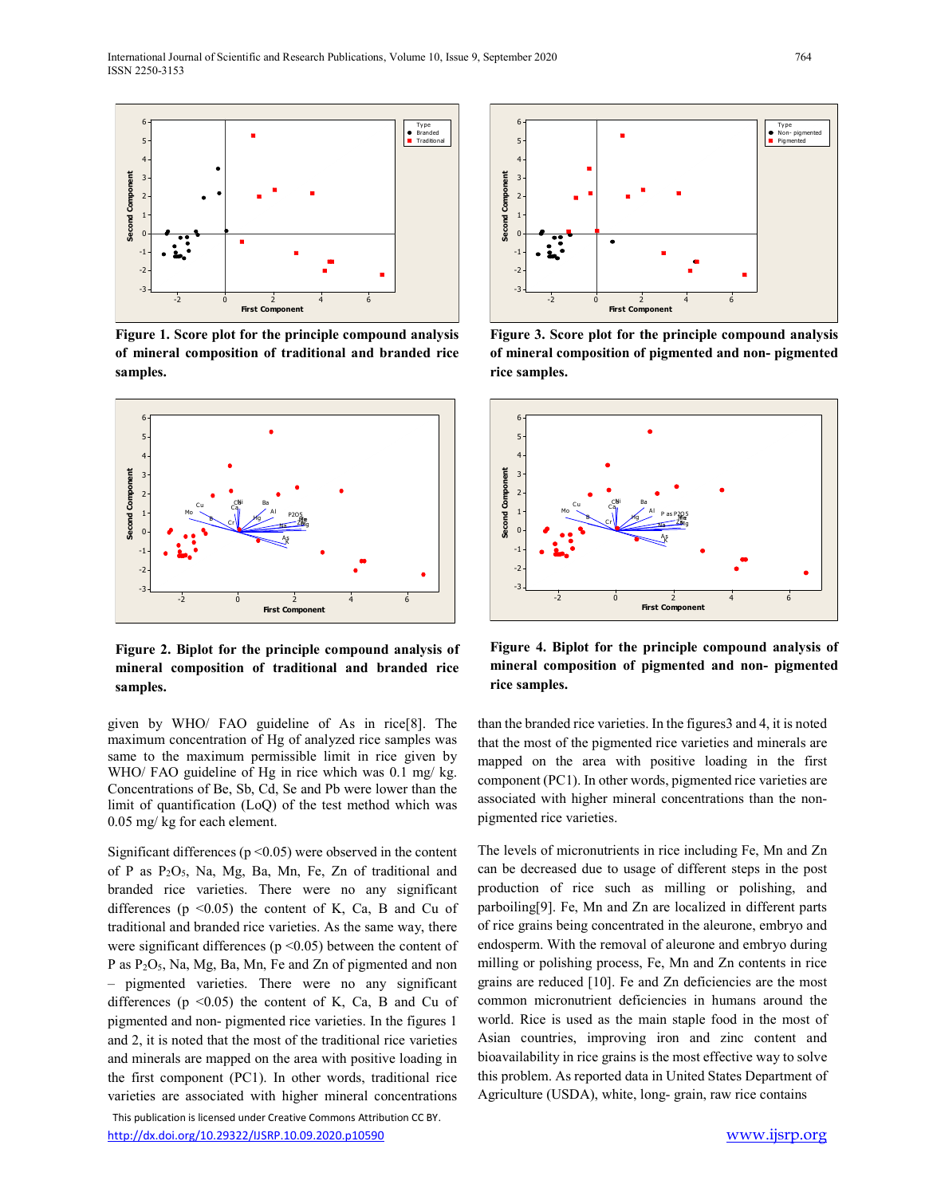**Figure 1. Score plot for the principle compound analysis of mineral composition of traditional and branded rice samples.**

**Figure 2. Biplot for the principle compound analysis of mineral composition of traditional and branded rice samples.**

**Figure 3. Score plot for the principle compound analysis of mineral composition of pigmented and non- pigmented rice samples.**

**Figure 4. Biplot for the principle compound analysis of mineral composition of pigmented and non- pigmented rice samples.**

given by WHO/ FAO guideline of As in rice[8]. The maximum concentration of Hg of analyzed rice samples was same to the maximum permissible limit in rice given by WHO/ FAO guideline of Hg in rice which was 0.1 mg/ kg. Concentrations of Be, Sb, Cd, Se and Pb were lower than the limit of quantification (LoQ) of the test method which was 0.05 mg/ kg for each element.

Significant differences ($p < 0.05$) were observed in the content of P as $P_2O_5$, Na, Mg, Ba, Mn, Fe, Zn of traditional and branded rice varieties. There were no any significant differences ($p < 0.05$) the content of K, Ca, B and Cu of traditional and branded rice varieties. As the same way, there were significant differences ($p < 0.05$) between the content of P as $P_2O_5$, Na, Mg, Ba, Mn, Fe and Zn of pigmented and non – pigmented varieties. There were no any significant differences ($p < 0.05$) the content of K, Ca, B and Cu of pigmented and non- pigmented rice varieties. In the figures 1 and 2, it is noted that the most of the traditional rice varieties and minerals are mapped on the area with positive loading in the first component (PC1). In other words, traditional rice varieties are associated with higher mineral concentrations than the branded rice varieties. In the figures3 and 4, it is noted that the most of the pigmented rice varieties and minerals are mapped on the area with positive loading in the first component (PC1). In other words, pigmented rice varieties are associated with higher mineral concentrations than the non- pigmented rice varieties.

The levels of micronutrients in rice including Fe, Mn and Zn can be decreased due to usage of different steps in the post production of rice such as milling or polishing, and parboiling[9]. Fe, Mn and Zn are localized in different parts of rice grains being concentrated in the aleurone, embryo and endosperm. With the removal of aleurone and embryo during milling or polishing process, Fe, Mn and Zn contents in rice grains are reduced [10]. Fe and Zn deficiencies are the most common micronutrient deficiencies in humans around the world. Rice is used as the main staple food in the most of Asian countries, improving iron and zinc content and bioavailability in rice grains is the most effective way to solve this problem. As reported data in United States Department of Agriculture (USDA), white, long- grain, raw rice contains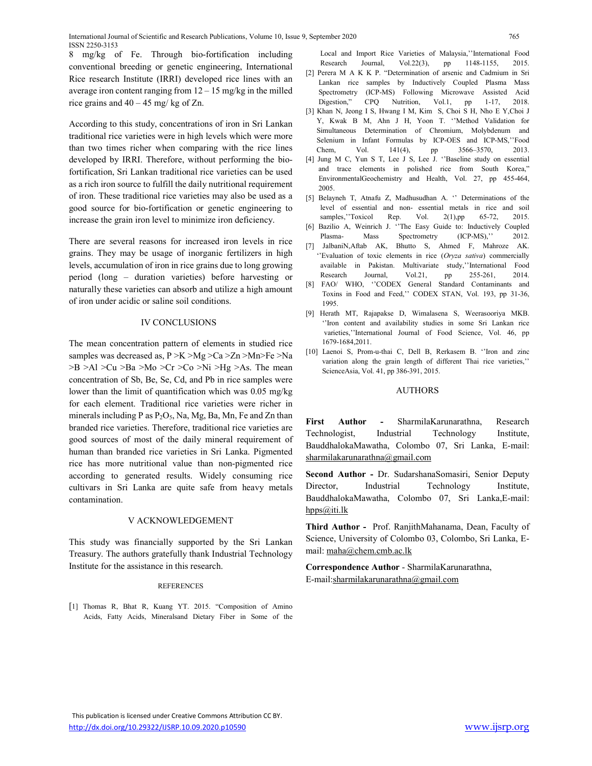8 mg/kg of Fe. Through bio-fortification including conventional breeding or genetic engineering, International Rice research Institute (IRRI) developed rice lines with an average iron content ranging from 12 – 15 mg/kg in the milled rice grains and 40 – 45 mg/ kg of Zn.

According to this study, concentrations of iron in Sri Lankan traditional rice varieties were in high levels which were more than two times richer when comparing with the rice lines developed by IRRI. Therefore, without performing the bio-fortification, Sri Lankan traditional rice varieties can be used as a rich iron source to fulfill the daily nutritional requirement of iron. These traditional rice varieties may also be used as a good source for bio-fortification or genetic engineering to increase the grain iron level to minimize iron deficiency.

There are several reasons for increased iron levels in rice grains. They may be usage of inorganic fertilizers in high levels, accumulation of iron in rice grains due to long growing period (long – duration varieties) before harvesting or naturally these varieties can absorb and utilize a high amount of iron under acidic or saline soil conditions.

## IV CONCLUSIONS

The mean concentration pattern of elements in studied rice samples was decreased as, P >K >Mg >Ca >Zn >Mn>Fe >Na >B >Al >Cu >Ba >Mo >Cr >Co >Ni >Hg >As. The mean concentration of Sb, Be, Se, Cd, and Pb in rice samples were lower than the limit of quantification which was 0.05 mg/kg for each element. Traditional rice varieties were richer in minerals including P as $P_2O_5$, Na, Mg, Ba, Mn, Fe and Zn than branded rice varieties. Therefore, traditional rice varieties are good sources of most of the daily mineral requirement of human than branded rice varieties in Sri Lanka. Pigmented rice has more nutritional value than non-pigmented rice according to generated results. Widely consuming rice cultivars in Sri Lanka are quite safe from heavy metals contamination.

## V ACKNOWLEDGEMENT

This study was financially supported by the Sri Lankan Treasury. The authors gratefully thank Industrial Technology Institute for the assistance in this research.

## REFERENCES

[1] Thomas R, Bhat R, Kuang YT. 2015. "Composition of Amino Acids, Fatty Acids, Mineralsand Dietary Fiber in Some of the Local and Import Rice Varieties of Malaysia,''International Food Research Journal, Vol.22(3), pp 1148-1155, 2015.

[2] Perera M A K K P. "Determination of arsenic and Cadmium in Sri Lankan rice samples by Inductively Coupled Plasma Mass Spectrometry (ICP-MS) Following Microwave Assisted Acid Digestion," CPQ Nutrition, Vol.1, pp 1-17, 2018.

[3] Khan N, Jeong I S, Hwang I M, Kim S, Choi S H, Nho E Y,Choi J Y, Kwak B M, Ahn J H, Yoon T. ''Method Validation for Simultaneous Determination of Chromium, Molybdenum and Selenium in Infant Formulas by ICP-OES and ICP-MS,''Food Chem, Vol. 141(4), pp 3566–3570, 2013.

[4] Jung M C, Yun S T, Lee J S, Lee J. ''Baseline study on essential and trace elements in polished rice from South Korea," EnvironmentalGeochemistry and Health, Vol. 27, pp 455-464, 2005.

[5] Belayneh T, Atnafu Z, Madhusudhan A. '' Determinations of the level of essential and non- essential metals in rice and soil samples,''Toxicol Rep. Vol. 2(1),pp 65-72, 2015.

[6] Bazilio A, Weinrich J. ''The Easy Guide to: Inductively Coupled Plasma- Mass Spectrometry (ICP-MS),'' 2012.

[7] JalbaniN,Aftab AK, Bhutto S, Ahmed F, Mahroze AK. ''Evaluation of toxic elements in rice (*Oryza sativa*) commercially available in Pakistan. Multivariate study,''International Food Research Journal, Vol.21, pp 255-261, 2014.

[8] FAO/ WHO, ''CODEX General Standard Contaminants and Toxins in Food and Feed,'' CODEX STAN, Vol. 193, pp 31-36, 1995.

[9] Herath MT, Rajapakse D, Wimalasena S, Weerasooriya MKB. ''Iron content and availability studies in some Sri Lankan rice varieties,''International Journal of Food Science, Vol. 46, pp 1679-1684,2011.

[10] Laenoi S, Prom-u-thai C, Dell B, Rerkasem B. ''Iron and zinc variation along the grain length of different Thai rice varieties,'' ScienceAsia, Vol. 41, pp 386-391, 2015.

## AUTHORS

**First Author -** SharmilaKarunarathna, Research Technologist, Industrial Technology Institute, BauddhalokaMawatha, Colombo 07, Sri Lanka, E-mail: sharmilakarunarathna@gmail.com

**Second Author -** Dr. SudarshanaSomasiri, Senior Deputy Director, Industrial Technology Institute, BauddhalokaMawatha, Colombo 07, Sri Lanka,E-mail: hpps@iti.lk

**Third Author -** Prof. RanjithMahanama, Dean, Faculty of Science, University of Colombo 03, Colombo, Sri Lanka, E-mail: maha@chem.cmb.ac.lk

**Correspondence Author** - SharmilaKarunarathna, E-mail:sharmilakarunarathna@gmail.com